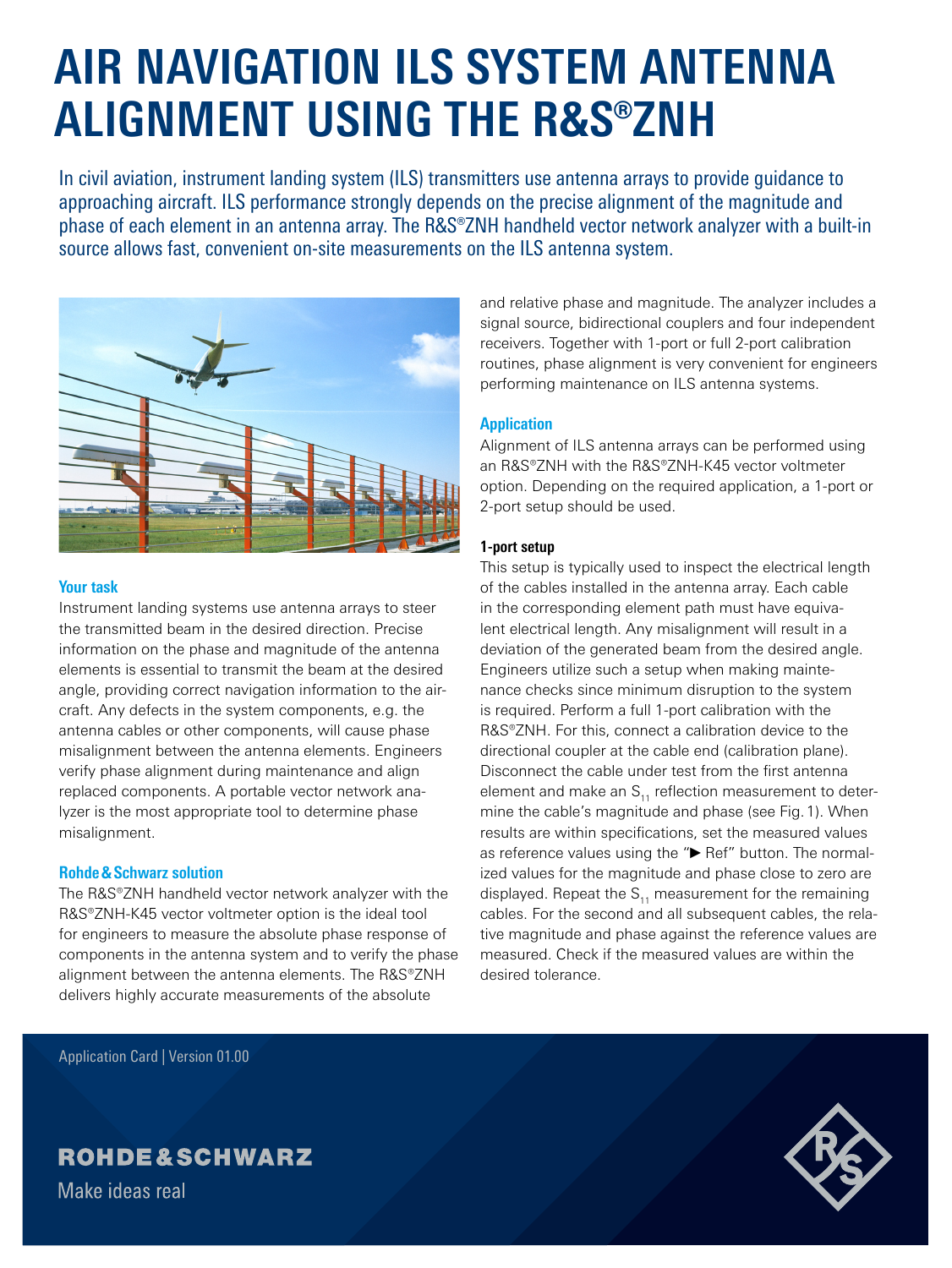# AIR NAVIGATION ILS SYSTEM ANTENNA ALIGNMENT USING THE R&S®ZNH

In civil aviation, instrument landing system (ILS) transmitters use antenna arrays to provide guidance to approaching aircraft. ILS performance strongly depends on the precise alignment of the magnitude and phase of each element in an antenna array. The R&S®ZNH handheld vector network analyzer with a built-in source allows fast, convenient on-site measurements on the ILS antenna system.

### Your task

Instrument landing systems use antenna arrays to steer the transmitted beam in the desired direction. Precise information on the phase and magnitude of the antenna elements is essential to transmit the beam at the desired angle, providing correct navigation information to the aircraft. Any defects in the system components, e.g. the antenna cables or other components, will cause phase misalignment between the antenna elements. Engineers verify phase alignment during maintenance and align replaced components. A portable vector network analyzer is the most appropriate tool to determine phase misalignment.

### Rohde & Schwarz solution

The R&S®ZNH handheld vector network analyzer with the R&S®ZNH-K45 vector voltmeter option is the ideal tool for engineers to measure the absolute phase response of components in the antenna system and to verify the phase alignment between the antenna elements. The R&S®ZNH delivers highly accurate measurements of the absolute and relative phase and magnitude. The analyzer includes a signal source, bidirectional couplers and four independent receivers. Together with 1-port or full 2-port calibration routines, phase alignment is very convenient for engineers performing maintenance on ILS antenna systems.

### Application

Alignment of ILS antenna arrays can be performed using an R&S®ZNH with the R&S®ZNH-K45 vector voltmeter option. Depending on the required application, a 1-port or 2-port setup should be used.

#### 1-port setup

This setup is typically used to inspect the electrical length of the cables installed in the antenna array. Each cable in the corresponding element path must have equivalent electrical length. Any misalignment will result in a deviation of the generated beam from the desired angle. Engineers utilize such a setup when making maintenance checks since minimum disruption to the system is required. Perform a full 1-port calibration with the R&S®ZNH. For this, connect a calibration device to the directional coupler at the cable end (calibration plane). Disconnect the cable under test from the first antenna element and make an $S_{11}$ reflection measurement to determine the cable's magnitude and phase (see Fig. 1). When results are within specifications, set the measured values as reference values using the "► Ref" button. The normalized values for the magnitude and phase close to zero are displayed. Repeat the $S_{11}$ measurement for the remaining cables. For the second and all subsequent cables, the relative magnitude and phase against the reference values are measured. Check if the measured values are within the desired tolerance.

Application Card | Version 01.00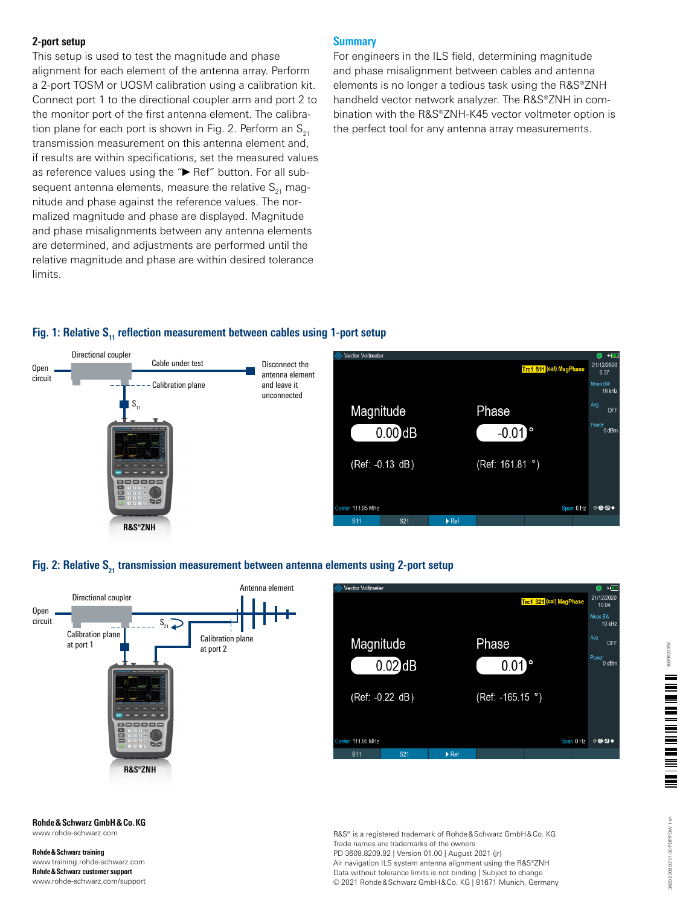## 2-port setup

This setup is used to test the magnitude and phase alignment for each element of the antenna array. Perform a 2-port TOSM or UOSM calibration using a calibration kit. Connect port 1 to the directional coupler arm and port 2 to the monitor port of the first antenna element. The calibration plane for each port is shown in Fig. 2. Perform an $S_{21}$ transmission measurement on this antenna element and, if results are within specifications, set the measured values as reference values using the "▶ Ref" button. For all subsequent antenna elements, measure the relative $S_{21}$ magnitude and phase against the reference values. The normalized magnitude and phase are displayed. Magnitude and phase misalignments between any antenna elements are determined, and adjustments are performed until the relative magnitude and phase are within desired tolerance limits.

## Summary

For engineers in the ILS field, determining magnitude and phase misalignment between cables and antenna elements is no longer a tedious task using the R&S®ZNH handheld vector network analyzer. The R&S®ZNH in combination with the R&S®ZNH-K45 vector voltmeter option is the perfect tool for any antenna array measurements.

### Fig. 1: Relative $S_{11}$ reflection measurement between cables using 1-port setup

Directional coupler
Open circuit
Cable under test
Calibration plane
Disconnect the antenna element and leave it unconnected
$S_{11}$
R&S®ZNH

Vector Voltmeter
Trc1 S11 (cal) MagPhase
21/12/2020 9:37
Meas BW 10 kHz
Avg OFF
Power 0 dBm
Magnitude 0.00 dB
Phase -0.01 °
(Ref: -0.13 dB)
(Ref: 161.81 °)
Center 111.95 MHz
Span 0 Hz
S11 S21 ▶Ref

### Fig. 2: Relative $S_{21}$ transmission measurement between antenna elements using 2-port setup

Antenna element
Directional coupler
Open circuit
$S_{21}$
Calibration plane at port 1
Calibration plane at port 2
R&S®ZNH

Vector Voltmeter
Trc1 S21 (cal) MagPhase
21/12/2020 10:04
Meas BW 10 kHz
Avg OFF
Power 0 dBm
Magnitude 0.02 dB
Phase 0.01 °
(Ref: -0.22 dB)
(Ref: -165.15 °)
Center 111.95 MHz
Span 0 Hz
S11 S21 ▶Ref

**Rohde & Schwarz GmbH & Co. KG**
www.rohde-schwarz.com

**Rohde & Schwarz training**
www.training.rohde-schwarz.com
**Rohde & Schwarz customer support**
www.rohde-schwarz.com/support

R&S® is a registered trademark of Rohde & Schwarz GmbH & Co. KG
Trade names are trademarks of the owners
PD 3609.8209.92 | Version 01.00 | August 2021 (jr)
Air navigation ILS system antenna alignment using the R&S®ZNH
Data without tolerance limits is not binding | Subject to change
© 2021 Rohde & Schwarz GmbH & Co. KG | 81671 Munich, Germany